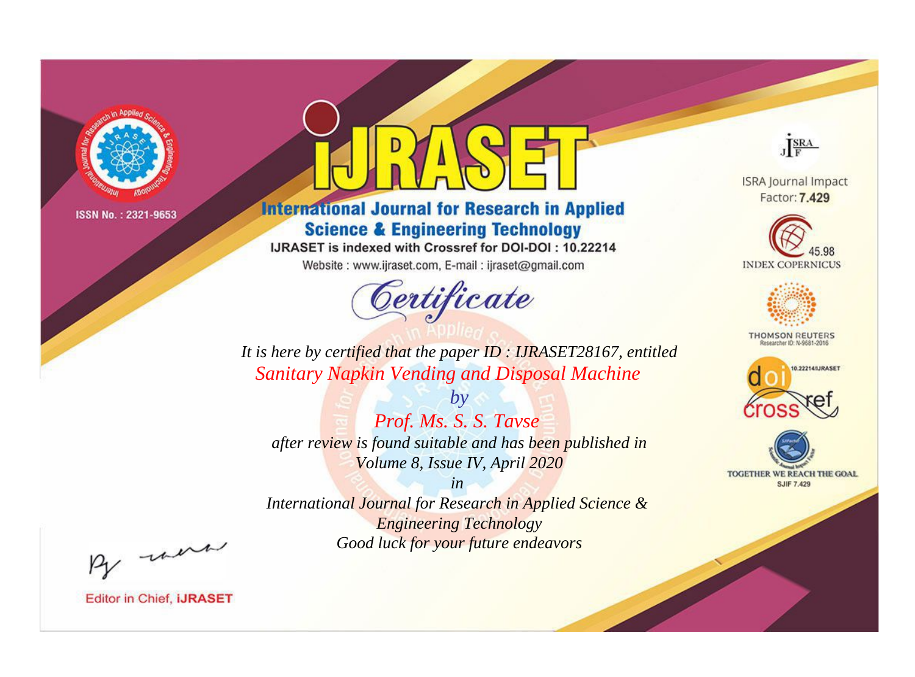ISSN No. : 2321-9653

# IJRASET

## International Journal for Research in Applied Science & Engineering Technology

IJRASET is indexed with Crossref for DOI-DOI : 10.22214

Website : www.ijraset.com, E-mail : ijraset@gmail.com

ISRA Journal Impact Factor: **7.429**

45.98 INDEX COPERNICUS

THOMSON REUTERS Researcher ID: N-9681-2016

10.22214/IJRASET

TOGETHER WE REACH THE GOAL SJIF 7.429

## *Certificate*

*It is here by certified that the paper ID : IJRASET28167, entitled*

*Sanitary Napkin Vending and Disposal Machine*

*by*

*Prof. Ms. S. S. Tavse*

*after review is found suitable and has been published in*

*Volume 8, Issue IV, April 2020*

*in*

*International Journal for Research in Applied Science & Engineering Technology*

*Good luck for your future endeavors*

Editor in Chief, **iJRASET**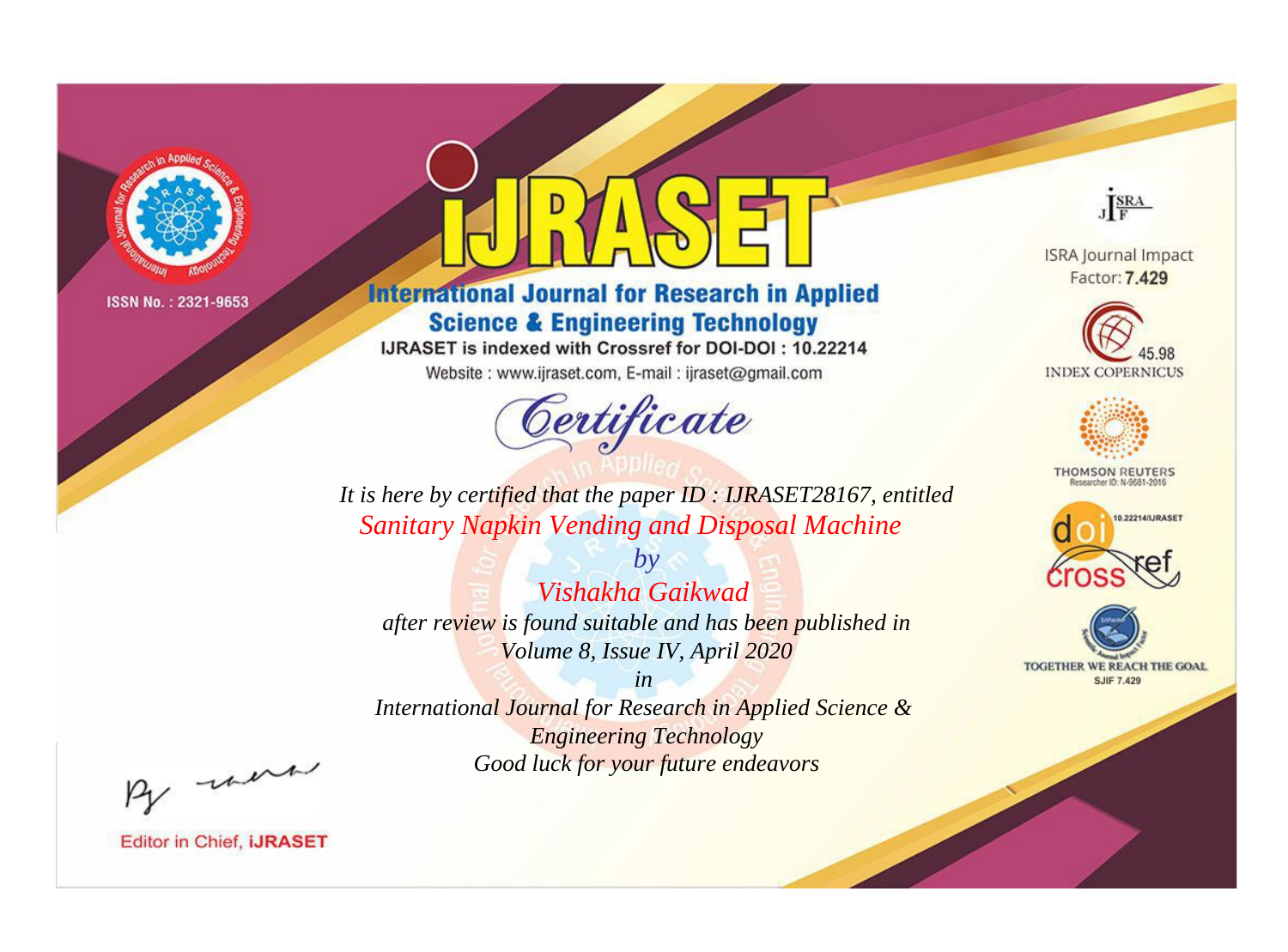ISSN No. : 2321-9653

# iJRASET

## International Journal for Research in Applied Science & Engineering Technology

IJRASET is indexed with Crossref for DOI-DOI : 10.22214

Website : www.ijraset.com, E-mail : ijraset@gmail.com

ISRA Journal Impact Factor: **7.429**

45.98 INDEX COPERNICUS

THOMSON REUTERS Researcher ID: N-9681-2016

10.22214/IJRASET

TOGETHER WE REACH THE GOAL SJIF 7.429

# *Certificate*

*It is here by certified that the paper ID : IJRASET28167, entitled*

*Sanitary Napkin Vending and Disposal Machine*

*by*

*Vishakha Gaikwad*

*after review is found suitable and has been published in*

*Volume 8, Issue IV, April 2020*

*in*

*International Journal for Research in Applied Science & Engineering Technology*

*Good luck for your future endeavors*

Editor in Chief, **iJRASET**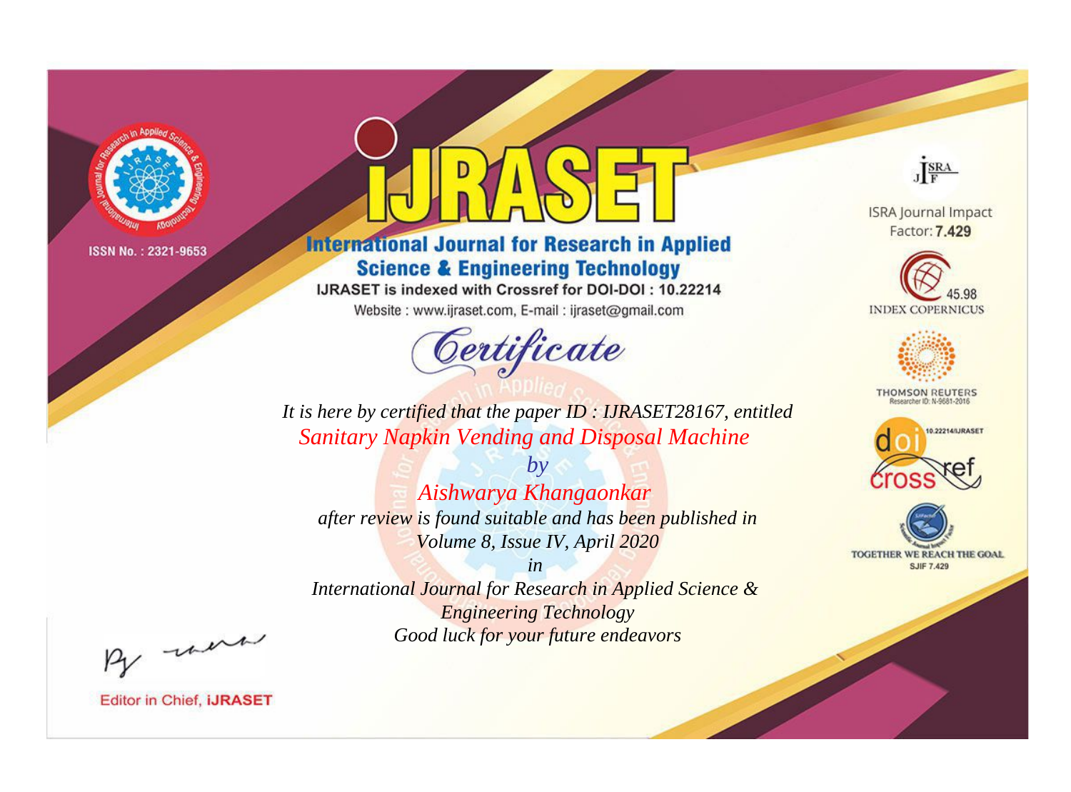ISSN No. : 2321-9653

# iJRASET

## International Journal for Research in Applied Science & Engineering Technology

IJRASET is indexed with Crossref for DOI-DOI : 10.22214

Website : www.ijraset.com, E-mail : ijraset@gmail.com

ISRA Journal Impact Factor: **7.429**

45.98 INDEX COPERNICUS

THOMSON REUTERS Researcher ID: N-9681-2016

10.22214/IJRASET

TOGETHER WE REACH THE GOAL SJIF 7.429

# *Certificate*

*It is here by certified that the paper ID : IJRASET28167, entitled*

*Sanitary Napkin Vending and Disposal Machine*

*by*

*Aishwarya Khangaonkar*

*after review is found suitable and has been published in*

*Volume 8, Issue IV, April 2020*

*in*

*International Journal for Research in Applied Science & Engineering Technology*

*Good luck for your future endeavors*

Editor in Chief, **iJRASET**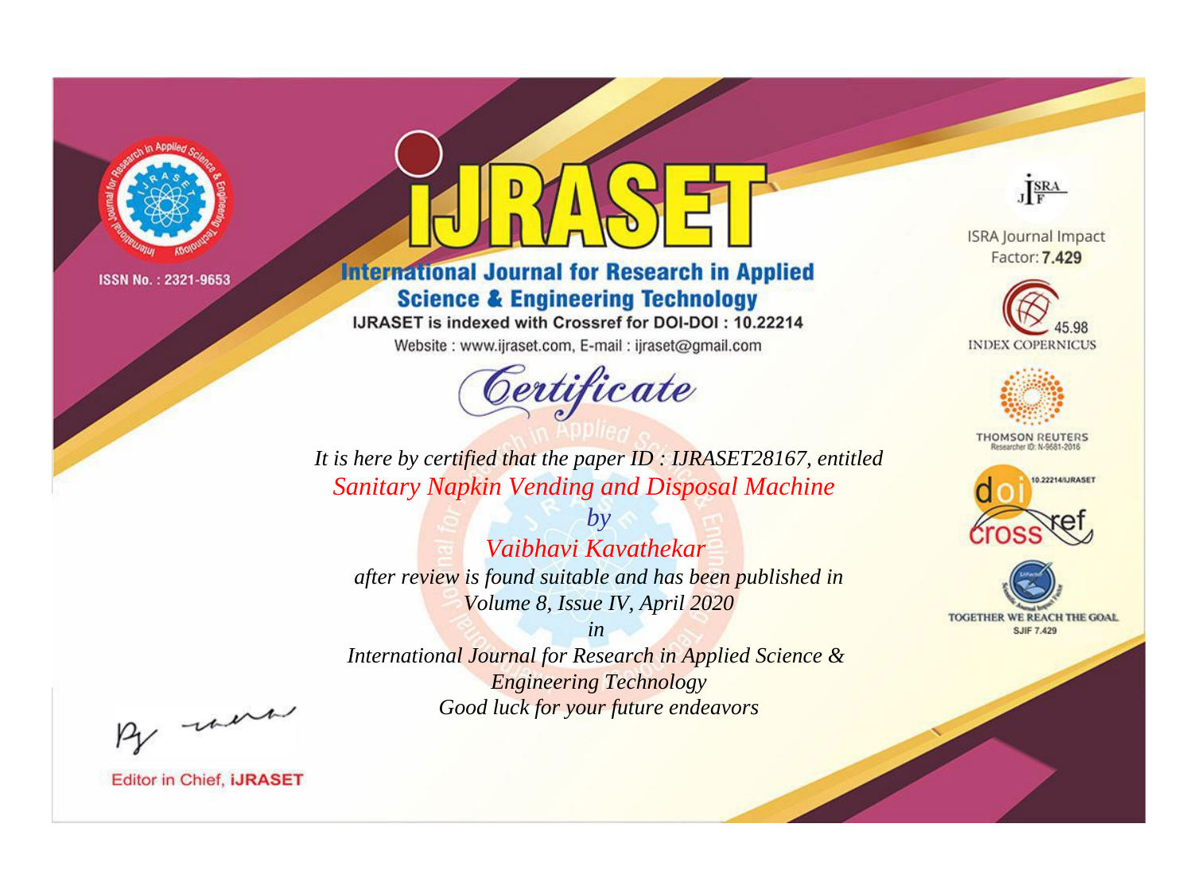ISSN No. : 2321-9653

# IJRASET

## International Journal for Research in Applied Science & Engineering Technology

IJRASET is indexed with Crossref for DOI-DOI : 10.22214

Website : www.ijraset.com, E-mail : ijraset@gmail.com

*Certificate*

*It is here by certified that the paper ID : IJRASET28167, entitled*

*Sanitary Napkin Vending and Disposal Machine*

*by*

*Vaibhavi Kavathekar*

*after review is found suitable and has been published in*

*Volume 8, Issue IV, April 2020*

*in*

*International Journal for Research in Applied Science & Engineering Technology*

*Good luck for your future endeavors*

ISRA Journal Impact Factor: **7.429**

45.98 INDEX COPERNICUS

THOMSON REUTERS
Researcher ID: N-9681-2016

10.22214/IJRASET

TOGETHER WE REACH THE GOAL
SJIF 7.429

Editor in Chief, **IJRASET**